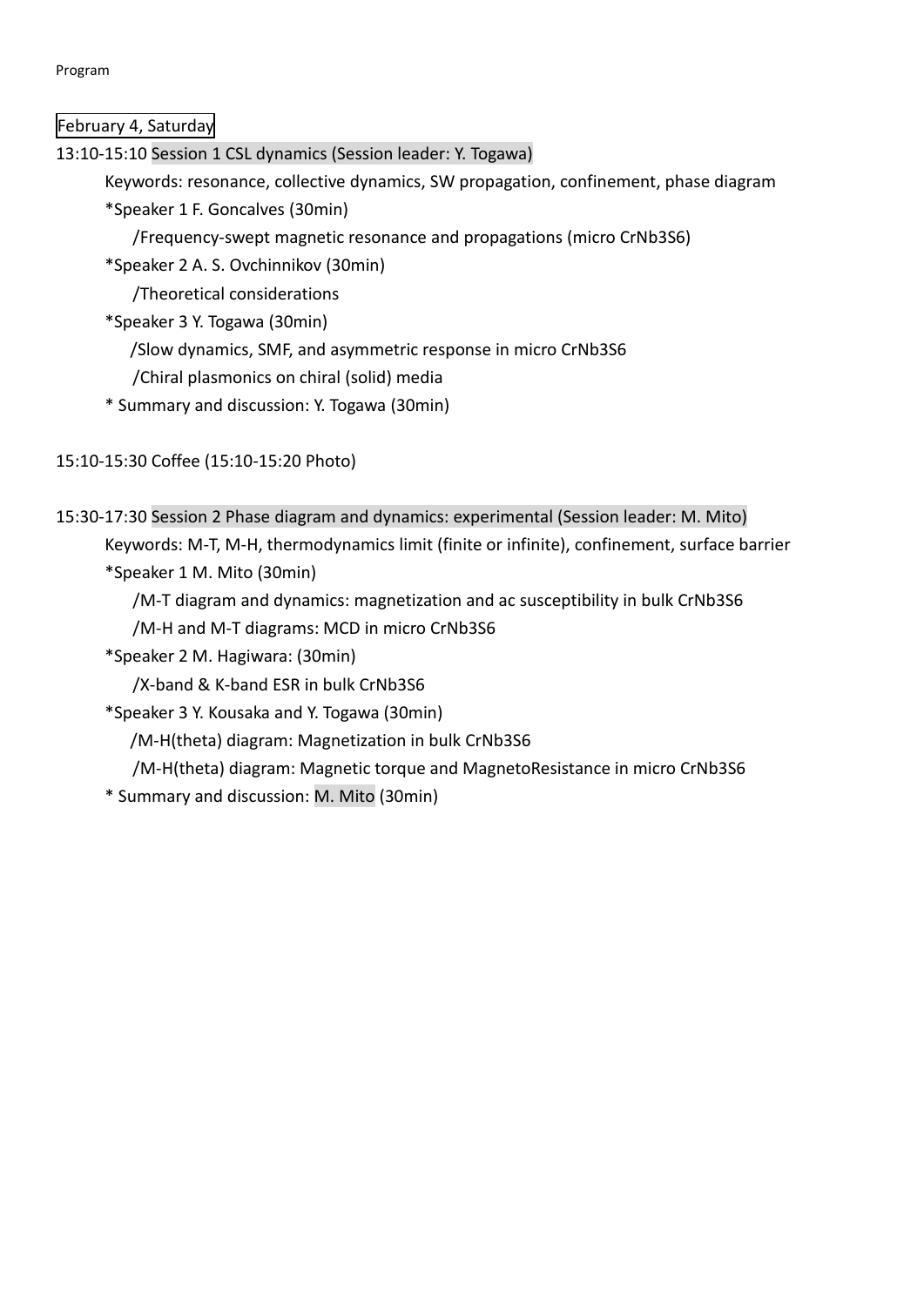Program

February 4, Saturday

13:10-15:10 Session 1 CSL dynamics (Session leader: Y. Togawa)

Keywords: resonance, collective dynamics, SW propagation, confinement, phase diagram

*Speaker 1 F. Goncalves (30min)

/Frequency-swept magnetic resonance and propagations (micro $CrNb_3S_6$)

*Speaker 2 A. S. Ovchinnikov (30min)

/Theoretical considerations

*Speaker 3 Y. Togawa (30min)

/Slow dynamics, SMF, and asymmetric response in micro $CrNb_3S_6$

/Chiral plasmonics on chiral (solid) media

* Summary and discussion: Y. Togawa (30min)

15:10-15:30 Coffee (15:10-15:20 Photo)

15:30-17:30 Session 2 Phase diagram and dynamics: experimental (Session leader: M. Mito)

Keywords: M-T, M-H, thermodynamics limit (finite or infinite), confinement, surface barrier

*Speaker 1 M. Mito (30min)

/M-T diagram and dynamics: magnetization and ac susceptibility in bulk $CrNb_3S_6$

/M-H and M-T diagrams: MCD in micro $CrNb_3S_6$

*Speaker 2 M. Hagiwara: (30min)

/X-band & K-band ESR in bulk $CrNb_3S_6$

*Speaker 3 Y. Kousaka and Y. Togawa (30min)

/M-H(theta) diagram: Magnetization in bulk $CrNb_3S_6$

/M-H(theta) diagram: Magnetic torque and MagnetoResistance in micro $CrNb_3S_6$

* Summary and discussion: M. Mito (30min)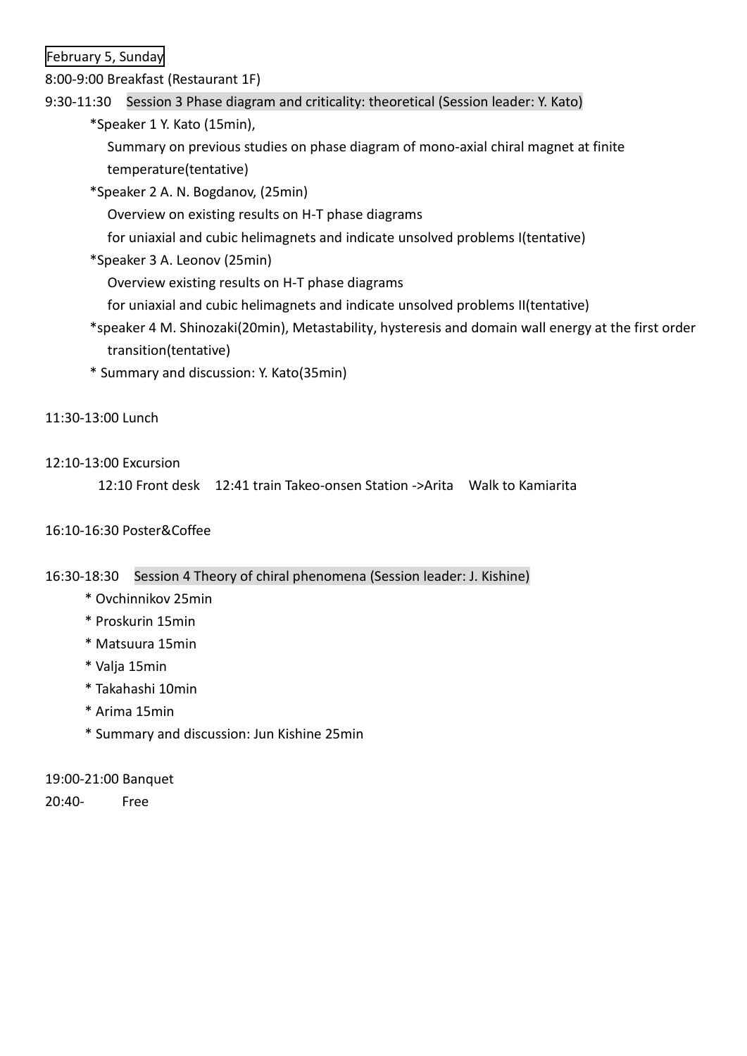February 5, Sunday

8:00-9:00 Breakfast (Restaurant 1F)

9:30-11:30 Session 3 Phase diagram and criticality: theoretical (Session leader: Y. Kato)

- *Speaker 1 Y. Kato (15min),
  Summary on previous studies on phase diagram of mono-axial chiral magnet at finite temperature(tentative)
- *Speaker 2 A. N. Bogdanov, (25min)
  Overview on existing results on H-T phase diagrams
  for uniaxial and cubic helimagnets and indicate unsolved problems I(tentative)
- *Speaker 3 A. Leonov (25min)
  Overview existing results on H-T phase diagrams
  for uniaxial and cubic helimagnets and indicate unsolved problems II(tentative)
- *speaker 4 M. Shinozaki(20min), Metastability, hysteresis and domain wall energy at the first order transition(tentative)
- * Summary and discussion: Y. Kato(35min)

11:30-13:00 Lunch

12:10-13:00 Excursion

12:10 Front desk 12:41 train Takeo-onsen Station ->Arita Walk to Kamiarita

16:10-16:30 Poster&Coffee

16:30-18:30 Session 4 Theory of chiral phenomena (Session leader: J. Kishine)

- * Ovchinnikov 25min
- * Proskurin 15min
- * Matsuura 15min
- * Valja 15min
- * Takahashi 10min
- * Arima 15min
- * Summary and discussion: Jun Kishine 25min

19:00-21:00 Banquet

20:40- Free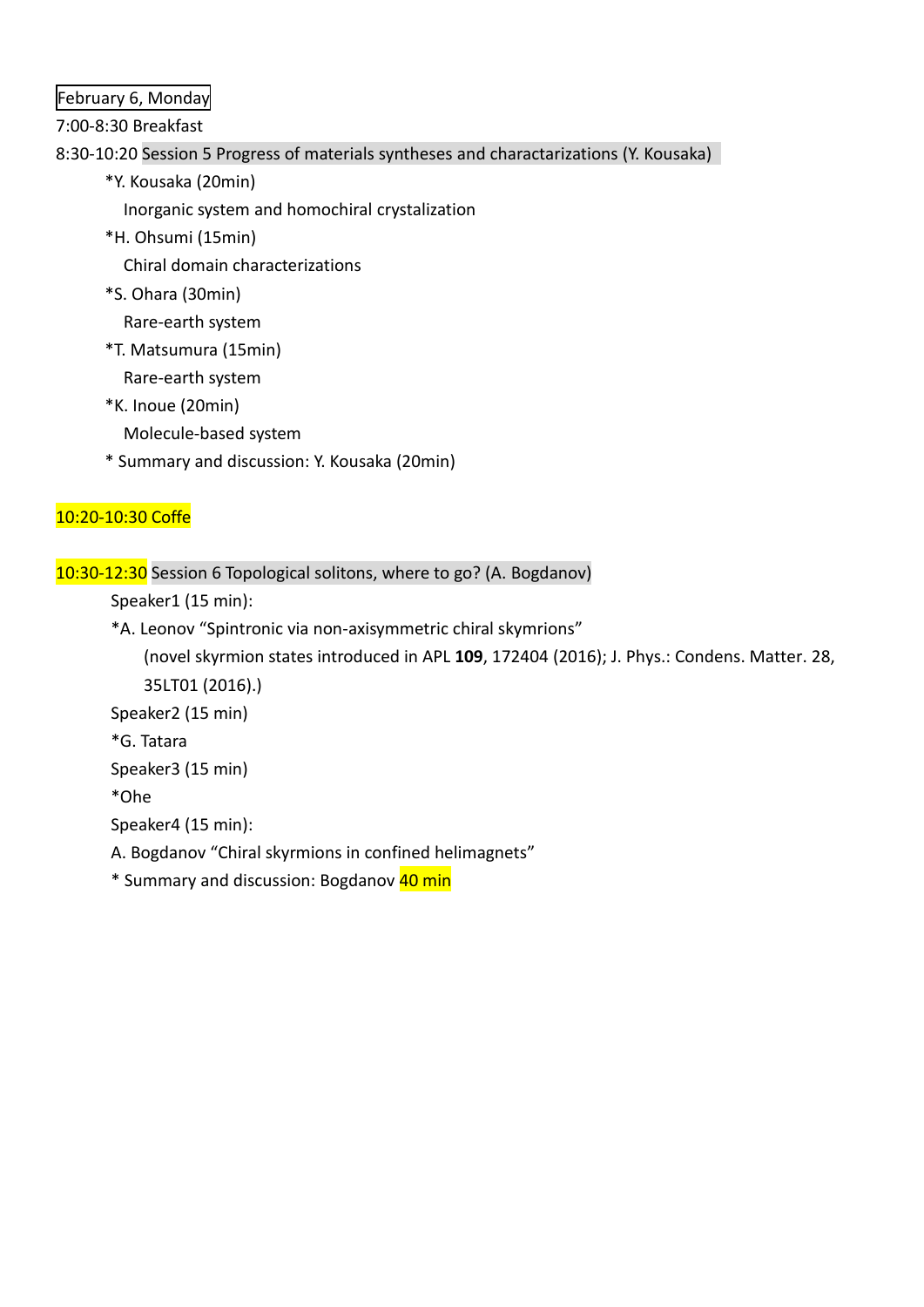February 6, Monday

7:00-8:30 Breakfast

8:30-10:20 Session 5 Progress of materials syntheses and charactarizations (Y. Kousaka)

*Y. Kousaka (20min)
  Inorganic system and homochiral crystalization

*H. Ohsumi (15min)
  Chiral domain characterizations

*S. Ohara (30min)
  Rare-earth system

*T. Matsumura (15min)
  Rare-earth system

*K. Inoue (20min)
  Molecule-based system

* Summary and discussion: Y. Kousaka (20min)

10:20-10:30 Coffe

10:30-12:30 Session 6 Topological solitons, where to go? (A. Bogdanov)

Speaker1 (15 min):

*A. Leonov "Spintronic via non-axisymmetric chiral skymrions"
  (novel skyrmion states introduced in APL **109**, 172404 (2016); J. Phys.: Condens. Matter. 28, 35LT01 (2016).)

Speaker2 (15 min)

*G. Tatara

Speaker3 (15 min)

*Ohe

Speaker4 (15 min):

A. Bogdanov "Chiral skyrmions in confined helimagnets"

* Summary and discussion: Bogdanov 40 min